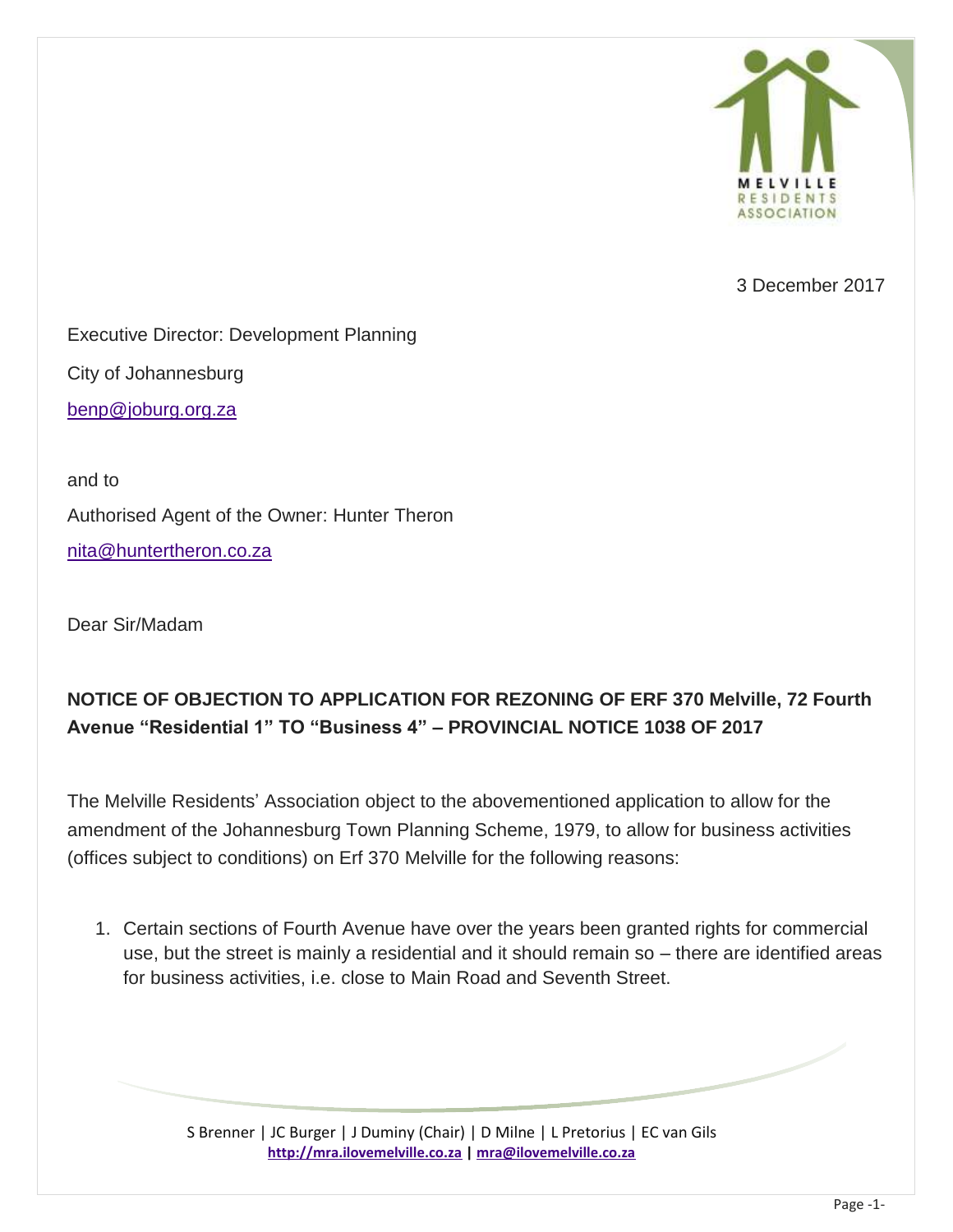MELVILLE RESIDENTS ASSOCIATION

3 December 2017

Executive Director: Development Planning

City of Johannesburg

benp@joburg.org.za

and to

Authorised Agent of the Owner: Hunter Theron

nita@huntertheron.co.za

Dear Sir/Madam

**NOTICE OF OBJECTION TO APPLICATION FOR REZONING OF ERF 370 Melville, 72 Fourth Avenue "Residential 1" TO "Business 4" – PROVINCIAL NOTICE 1038 OF 2017**

The Melville Residents' Association object to the abovementioned application to allow for the amendment of the Johannesburg Town Planning Scheme, 1979, to allow for business activities (offices subject to conditions) on Erf 370 Melville for the following reasons:

1. Certain sections of Fourth Avenue have over the years been granted rights for commercial use, but the street is mainly a residential and it should remain so – there are identified areas for business activities, i.e. close to Main Road and Seventh Street.

S Brenner | JC Burger | J Duminy (Chair) | D Milne | L Pretorius | EC van Gils
http://mra.ilovemelville.co.za | mra@ilovemelville.co.za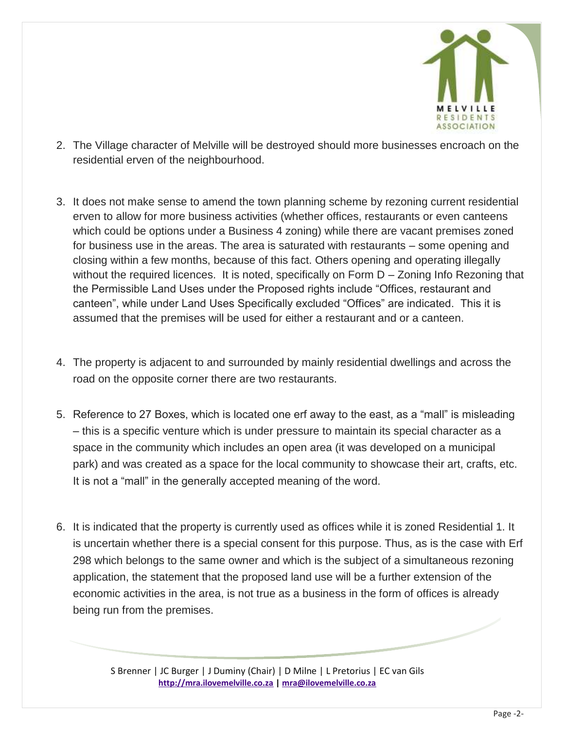2. The Village character of Melville will be destroyed should more businesses encroach on the residential erven of the neighbourhood.

3. It does not make sense to amend the town planning scheme by rezoning current residential erven to allow for more business activities (whether offices, restaurants or even canteens which could be options under a Business 4 zoning) while there are vacant premises zoned for business use in the areas. The area is saturated with restaurants – some opening and closing within a few months, because of this fact. Others opening and operating illegally without the required licences. It is noted, specifically on Form D – Zoning Info Rezoning that the Permissible Land Uses under the Proposed rights include "Offices, restaurant and canteen", while under Land Uses Specifically excluded "Offices" are indicated. This it is assumed that the premises will be used for either a restaurant and or a canteen.

4. The property is adjacent to and surrounded by mainly residential dwellings and across the road on the opposite corner there are two restaurants.

5. Reference to 27 Boxes, which is located one erf away to the east, as a "mall" is misleading – this is a specific venture which is under pressure to maintain its special character as a space in the community which includes an open area (it was developed on a municipal park) and was created as a space for the local community to showcase their art, crafts, etc. It is not a "mall" in the generally accepted meaning of the word.

6. It is indicated that the property is currently used as offices while it is zoned Residential 1. It is uncertain whether there is a special consent for this purpose. Thus, as is the case with Erf 298 which belongs to the same owner and which is the subject of a simultaneous rezoning application, the statement that the proposed land use will be a further extension of the economic activities in the area, is not true as a business in the form of offices is already being run from the premises.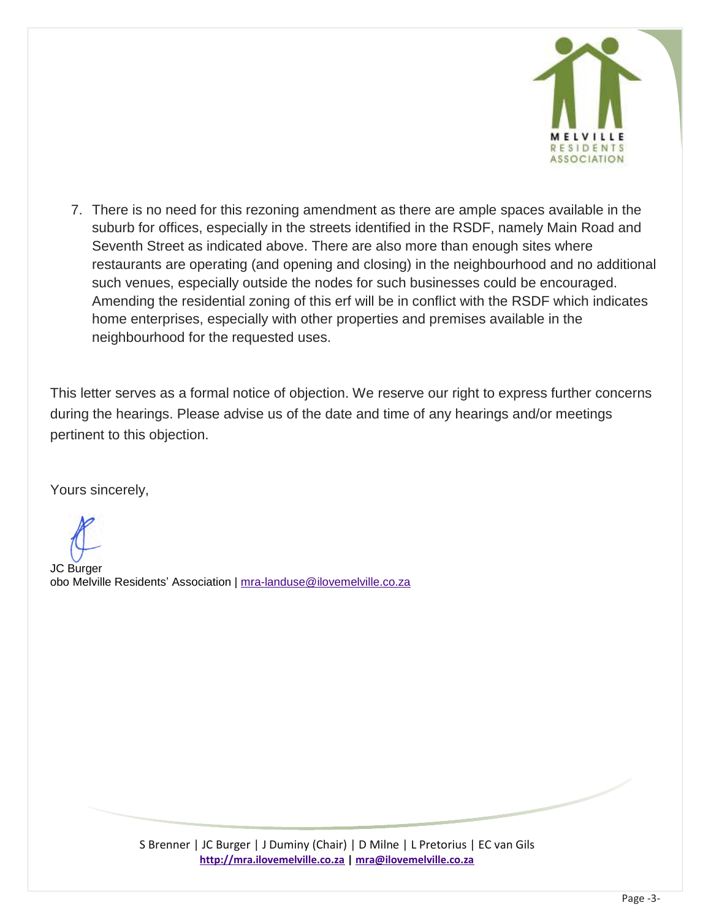7. There is no need for this rezoning amendment as there are ample spaces available in the suburb for offices, especially in the streets identified in the RSDF, namely Main Road and Seventh Street as indicated above. There are also more than enough sites where restaurants are operating (and opening and closing) in the neighbourhood and no additional such venues, especially outside the nodes for such businesses could be encouraged. Amending the residential zoning of this erf will be in conflict with the RSDF which indicates home enterprises, especially with other properties and premises available in the neighbourhood for the requested uses.

This letter serves as a formal notice of objection. We reserve our right to express further concerns during the hearings. Please advise us of the date and time of any hearings and/or meetings pertinent to this objection.

Yours sincerely,

JC Burger
obo Melville Residents' Association | mra-landuse@ilovemelville.co.za

S Brenner | JC Burger | J Duminy (Chair) | D Milne | L Pretorius | EC van Gils
**http://mra.ilovemelville.co.za | mra@ilovemelville.co.za**